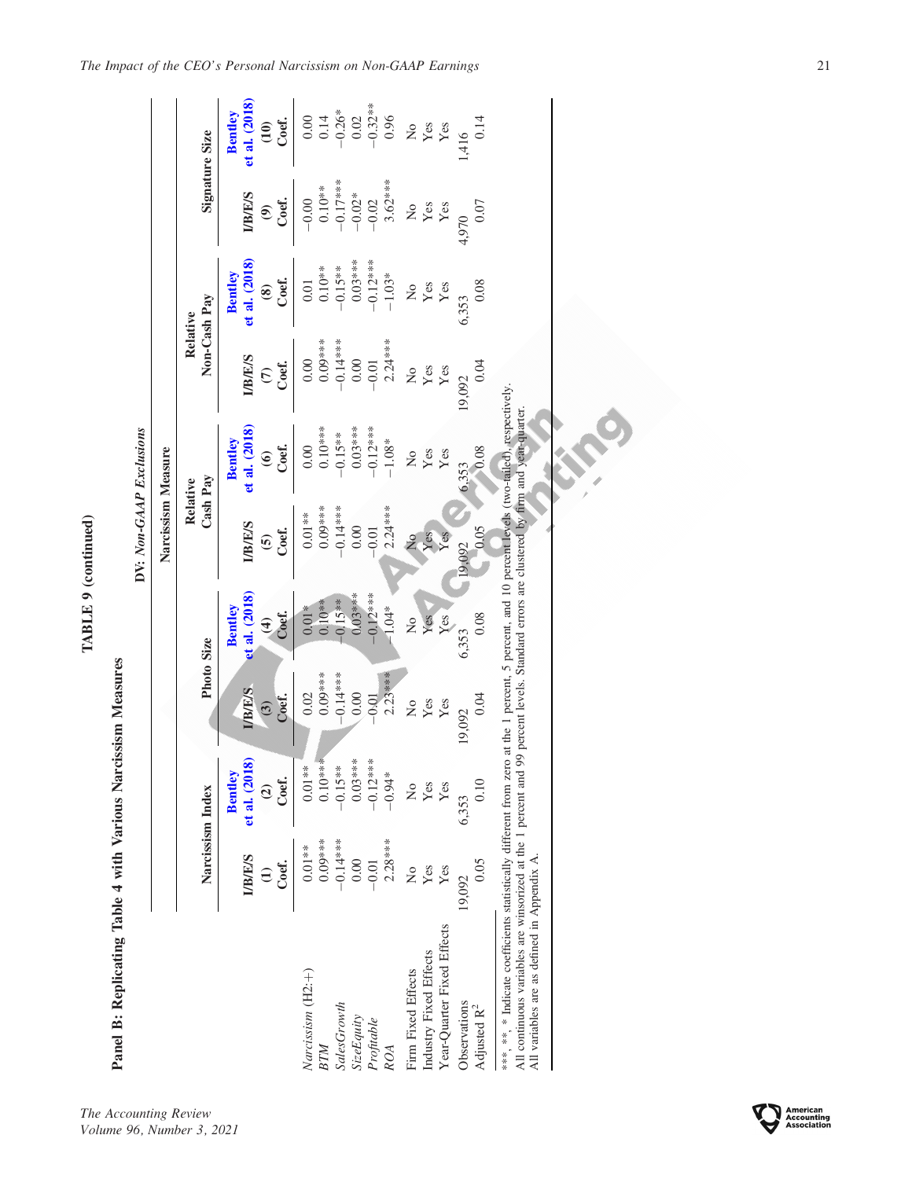**TABLE 9 (continued)**

**Panel B: Replicating Table 4 with Various Narcissism Measures**

*DV: Non-GAAP Exclusions*

| | Narcissism Index | | Photo Size | | Relative Cash Pay | | Relative Non-Cash Pay | | Signature Size | |
|---|---|---|---|---|---|---|---|---|---|---|
| | I/B/E/S | Bentley et al. (2018) | I/B/E/S | Bentley et al. (2018) | I/B/E/S | Bentley et al. (2018) | I/B/E/S | Bentley et al. (2018) | I/B/E/S | Bentley et al. (2018) |
| | (1) | (2) | (3) | (4) | (5) | (6) | (7) | (8) | (9) | (10) |
| | Coef. | Coef. | Coef. | Coef. | Coef. | Coef. | Coef. | Coef. | Coef. | Coef. |
| *Narcissism* (H2:+) | 0.01** | 0.01** | 0.02 | 0.01* | 0.01** | 0.00 | 0.00 | 0.01 | −0.00 | 0.00 |
| *BTM* | 0.09*** | 0.10*** | 0.09*** | 0.10** | 0.09*** | 0.10*** | 0.09*** | 0.10** | 0.10** | 0.14 |
| *SalesGrowth* | −0.14*** | −0.15** | −0.14*** | −0.15** | −0.14*** | −0.15** | −0.14*** | −0.15** | −0.17*** | −0.26* |
| *SizeEquity* | 0.00 | 0.03*** | 0.00 | 0.03*** | 0.00 | 0.03*** | 0.00 | 0.03*** | −0.02* | 0.02 |
| *Profitable* | −0.01 | −0.12*** | −0.01 | −0.12*** | −0.01 | −0.12*** | −0.01 | −0.12*** | −0.02 | −0.32** |
| *ROA* | 2.28*** | −0.94* | 2.23*** | −1.04* | 2.24*** | −1.08* | 2.24*** | −1.03* | 3.62*** | 0.96 |
| Firm Fixed Effects | No | No | No | No | No | No | No | No | No | No |
| Industry Fixed Effects | Yes | Yes | Yes | Yes | Yes | Yes | Yes | Yes | Yes | Yes |
| Year-Quarter Fixed Effects | Yes | Yes | Yes | Yes | Yes | Yes | Yes | Yes | Yes | Yes |
| Observations | 19,092 | 6,353 | 19,092 | 6,353 | 19,092 | 6,353 | 19,092 | 6,353 | 4,970 | 1,416 |
| Adjusted $R^2$ | 0.05 | 0.10 | 0.04 | 0.08 | 0.05 | 0.08 | 0.04 | 0.08 | 0.07 | 0.14 |

\*\*\*, \*\*, \* Indicate coefficients statistically different from zero at the 1 percent, 5 percent, and 10 percent levels (two-tailed), respectively.
All continuous variables are winsorized at the 1 percent and 99 percent levels. Standard errors are clustered by firm and year-quarter.
All variables are as defined in Appendix A.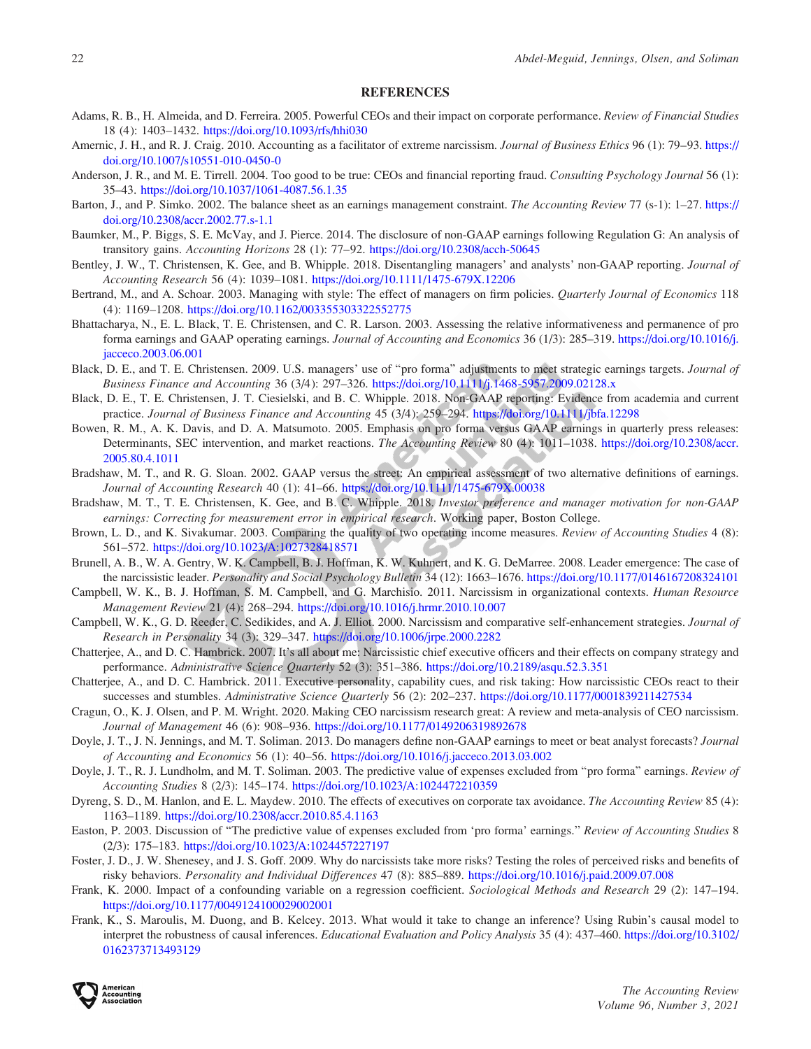## REFERENCES

Adams, R. B., H. Almeida, and D. Ferreira. 2005. Powerful CEOs and their impact on corporate performance. *Review of Financial Studies* 18 (4): 1403–1432. https://doi.org/10.1093/rfs/hhi030

Amernic, J. H., and R. J. Craig. 2010. Accounting as a facilitator of extreme narcissism. *Journal of Business Ethics* 96 (1): 79–93. https://doi.org/10.1007/s10551-010-0450-0

Anderson, J. R., and M. E. Tirrell. 2004. Too good to be true: CEOs and financial reporting fraud. *Consulting Psychology Journal* 56 (1): 35–43. https://doi.org/10.1037/1061-4087.56.1.35

Barton, J., and P. Simko. 2002. The balance sheet as an earnings management constraint. *The Accounting Review* 77 (s-1): 1–27. https://doi.org/10.2308/accr.2002.77.s-1.1

Baumker, M., P. Biggs, S. E. McVay, and J. Pierce. 2014. The disclosure of non-GAAP earnings following Regulation G: An analysis of transitory gains. *Accounting Horizons* 28 (1): 77–92. https://doi.org/10.2308/acch-50645

Bentley, J. W., T. Christensen, K. Gee, and B. Whipple. 2018. Disentangling managers' and analysts' non-GAAP reporting. *Journal of Accounting Research* 56 (4): 1039–1081. https://doi.org/10.1111/1475-679X.12206

Bertrand, M., and A. Schoar. 2003. Managing with style: The effect of managers on firm policies. *Quarterly Journal of Economics* 118 (4): 1169–1208. https://doi.org/10.1162/003355303322552775

Bhattacharya, N., E. L. Black, T. E. Christensen, and C. R. Larson. 2003. Assessing the relative informativeness and permanence of pro forma earnings and GAAP operating earnings. *Journal of Accounting and Economics* 36 (1/3): 285–319. https://doi.org/10.1016/j.jacceco.2003.06.001

Black, D. E., and T. E. Christensen. 2009. U.S. managers' use of "pro forma" adjustments to meet strategic earnings targets. *Journal of Business Finance and Accounting* 36 (3/4): 297–326. https://doi.org/10.1111/j.1468-5957.2009.02128.x

Black, D. E., T. E. Christensen, J. T. Ciesielski, and B. C. Whipple. 2018. Non-GAAP reporting: Evidence from academia and current practice. *Journal of Business Finance and Accounting* 45 (3/4): 259–294. https://doi.org/10.1111/jbfa.12298

Bowen, R. M., A. K. Davis, and D. A. Matsumoto. 2005. Emphasis on pro forma versus GAAP earnings in quarterly press releases: Determinants, SEC intervention, and market reactions. *The Accounting Review* 80 (4): 1011–1038. https://doi.org/10.2308/accr.2005.80.4.1011

Bradshaw, M. T., and R. G. Sloan. 2002. GAAP versus the street: An empirical assessment of two alternative definitions of earnings. *Journal of Accounting Research* 40 (1): 41–66. https://doi.org/10.1111/1475-679X.00038

Bradshaw, M. T., T. E. Christensen, K. Gee, and B. C. Whipple. 2018. *Investor preference and manager motivation for non-GAAP earnings: Correcting for measurement error in empirical research*. Working paper, Boston College.

Brown, L. D., and K. Sivakumar. 2003. Comparing the quality of two operating income measures. *Review of Accounting Studies* 4 (8): 561–572. https://doi.org/10.1023/A:1027328418571

Brunell, A. B., W. A. Gentry, W. K. Campbell, B. J. Hoffman, K. W. Kuhnert, and K. G. DeMarree. 2008. Leader emergence: The case of the narcissistic leader. *Personality and Social Psychology Bulletin* 34 (12): 1663–1676. https://doi.org/10.1177/0146167208324101

Campbell, W. K., B. J. Hoffman, S. M. Campbell, and G. Marchisio. 2011. Narcissism in organizational contexts. *Human Resource Management Review* 21 (4): 268–294. https://doi.org/10.1016/j.hrmr.2010.10.007

Campbell, W. K., G. D. Reeder, C. Sedikides, and A. J. Elliot. 2000. Narcissism and comparative self-enhancement strategies. *Journal of Research in Personality* 34 (3): 329–347. https://doi.org/10.1006/jrpe.2000.2282

Chatterjee, A., and D. C. Hambrick. 2007. It's all about me: Narcissistic chief executive officers and their effects on company strategy and performance. *Administrative Science Quarterly* 52 (3): 351–386. https://doi.org/10.2189/asqu.52.3.351

Chatterjee, A., and D. C. Hambrick. 2011. Executive personality, capability cues, and risk taking: How narcissistic CEOs react to their successes and stumbles. *Administrative Science Quarterly* 56 (2): 202–237. https://doi.org/10.1177/0001839211427534

Cragun, O., K. J. Olsen, and P. M. Wright. 2020. Making CEO narcissism research great: A review and meta-analysis of CEO narcissism. *Journal of Management* 46 (6): 908–936. https://doi.org/10.1177/0149206319892678

Doyle, J. T., J. N. Jennings, and M. T. Soliman. 2013. Do managers define non-GAAP earnings to meet or beat analyst forecasts? *Journal of Accounting and Economics* 56 (1): 40–56. https://doi.org/10.1016/j.jacceco.2013.03.002

Doyle, J. T., R. J. Lundholm, and M. T. Soliman. 2003. The predictive value of expenses excluded from "pro forma" earnings. *Review of Accounting Studies* 8 (2/3): 145–174. https://doi.org/10.1023/A:1024472210359

Dyreng, S. D., M. Hanlon, and E. L. Maydew. 2010. The effects of executives on corporate tax avoidance. *The Accounting Review* 85 (4): 1163–1189. https://doi.org/10.2308/accr.2010.85.4.1163

Easton, P. 2003. Discussion of "The predictive value of expenses excluded from 'pro forma' earnings." *Review of Accounting Studies* 8 (2/3): 175–183. https://doi.org/10.1023/A:1024457227197

Foster, J. D., J. W. Shenesey, and J. S. Goff. 2009. Why do narcissists take more risks? Testing the roles of perceived risks and benefits of risky behaviors. *Personality and Individual Differences* 47 (8): 885–889. https://doi.org/10.1016/j.paid.2009.07.008

Frank, K. 2000. Impact of a confounding variable on a regression coefficient. *Sociological Methods and Research* 29 (2): 147–194. https://doi.org/10.1177/0049124100029002001

Frank, K., S. Maroulis, M. Duong, and B. Kelcey. 2013. What would it take to change an inference? Using Rubin's causal model to interpret the robustness of causal inferences. *Educational Evaluation and Policy Analysis* 35 (4): 437–460. https://doi.org/10.3102/0162373713493129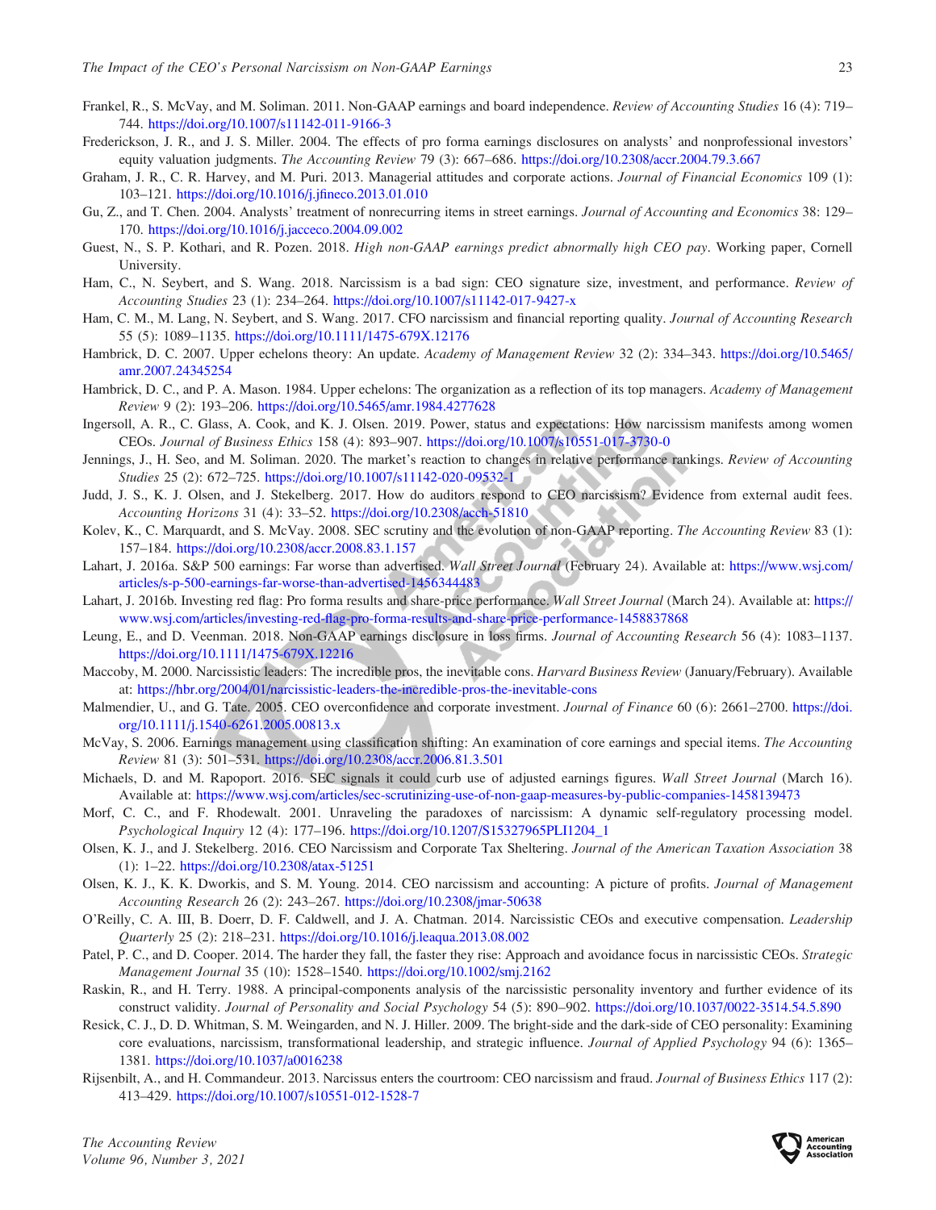Frankel, R., S. McVay, and M. Soliman. 2011. Non-GAAP earnings and board independence. *Review of Accounting Studies* 16 (4): 719–744. https://doi.org/10.1007/s11142-011-9166-3

Frederickson, J. R., and J. S. Miller. 2004. The effects of pro forma earnings disclosures on analysts' and nonprofessional investors' equity valuation judgments. *The Accounting Review* 79 (3): 667–686. https://doi.org/10.2308/accr.2004.79.3.667

Graham, J. R., C. R. Harvey, and M. Puri. 2013. Managerial attitudes and corporate actions. *Journal of Financial Economics* 109 (1): 103–121. https://doi.org/10.1016/j.jfineco.2013.01.010

Gu, Z., and T. Chen. 2004. Analysts' treatment of nonrecurring items in street earnings. *Journal of Accounting and Economics* 38: 129–170. https://doi.org/10.1016/j.jacceco.2004.09.002

Guest, N., S. P. Kothari, and R. Pozen. 2018. *High non-GAAP earnings predict abnormally high CEO pay*. Working paper, Cornell University.

Ham, C., N. Seybert, and S. Wang. 2018. Narcissism is a bad sign: CEO signature size, investment, and performance. *Review of Accounting Studies* 23 (1): 234–264. https://doi.org/10.1007/s11142-017-9427-x

Ham, C. M., M. Lang, N. Seybert, and S. Wang. 2017. CFO narcissism and financial reporting quality. *Journal of Accounting Research* 55 (5): 1089–1135. https://doi.org/10.1111/1475-679X.12176

Hambrick, D. C. 2007. Upper echelons theory: An update. *Academy of Management Review* 32 (2): 334–343. https://doi.org/10.5465/amr.2007.24345254

Hambrick, D. C., and P. A. Mason. 1984. Upper echelons: The organization as a reflection of its top managers. *Academy of Management Review* 9 (2): 193–206. https://doi.org/10.5465/amr.1984.4277628

Ingersoll, A. R., C. Glass, A. Cook, and K. J. Olsen. 2019. Power, status and expectations: How narcissism manifests among women CEOs. *Journal of Business Ethics* 158 (4): 893–907. https://doi.org/10.1007/s10551-017-3730-0

Jennings, J., H. Seo, and M. Soliman. 2020. The market's reaction to changes in relative performance rankings. *Review of Accounting Studies* 25 (2): 672–725. https://doi.org/10.1007/s11142-020-09532-1

Judd, J. S., K. J. Olsen, and J. Stekelberg. 2017. How do auditors respond to CEO narcissism? Evidence from external audit fees. *Accounting Horizons* 31 (4): 33–52. https://doi.org/10.2308/acch-51810

Kolev, K., C. Marquardt, and S. McVay. 2008. SEC scrutiny and the evolution of non-GAAP reporting. *The Accounting Review* 83 (1): 157–184. https://doi.org/10.2308/accr.2008.83.1.157

Lahart, J. 2016a. S&P 500 earnings: Far worse than advertised. *Wall Street Journal* (February 24). Available at: https://www.wsj.com/articles/s-p-500-earnings-far-worse-than-advertised-1456344483

Lahart, J. 2016b. Investing red flag: Pro forma results and share-price performance. *Wall Street Journal* (March 24). Available at: https://www.wsj.com/articles/investing-red-flag-pro-forma-results-and-share-price-performance-1458837868

Leung, E., and D. Veenman. 2018. Non-GAAP earnings disclosure in loss firms. *Journal of Accounting Research* 56 (4): 1083–1137. https://doi.org/10.1111/1475-679X.12216

Maccoby, M. 2000. Narcissistic leaders: The incredible pros, the inevitable cons. *Harvard Business Review* (January/February). Available at: https://hbr.org/2004/01/narcissistic-leaders-the-incredible-pros-the-inevitable-cons

Malmendier, U., and G. Tate. 2005. CEO overconfidence and corporate investment. *Journal of Finance* 60 (6): 2661–2700. https://doi.org/10.1111/j.1540-6261.2005.00813.x

McVay, S. 2006. Earnings management using classification shifting: An examination of core earnings and special items. *The Accounting Review* 81 (3): 501–531. https://doi.org/10.2308/accr.2006.81.3.501

Michaels, D. and M. Rapoport. 2016. SEC signals it could curb use of adjusted earnings figures. *Wall Street Journal* (March 16). Available at: https://www.wsj.com/articles/sec-scrutinizing-use-of-non-gaap-measures-by-public-companies-1458139473

Morf, C. C., and F. Rhodewalt. 2001. Unraveling the paradoxes of narcissism: A dynamic self-regulatory processing model. *Psychological Inquiry* 12 (4): 177–196. https://doi.org/10.1207/S15327965PLI1204_1

Olsen, K. J., and J. Stekelberg. 2016. CEO Narcissism and Corporate Tax Sheltering. *Journal of the American Taxation Association* 38 (1): 1–22. https://doi.org/10.2308/atax-51251

Olsen, K. J., K. K. Dworkis, and S. M. Young. 2014. CEO narcissism and accounting: A picture of profits. *Journal of Management Accounting Research* 26 (2): 243–267. https://doi.org/10.2308/jmar-50638

O'Reilly, C. A. III, B. Doerr, D. F. Caldwell, and J. A. Chatman. 2014. Narcissistic CEOs and executive compensation. *Leadership Quarterly* 25 (2): 218–231. https://doi.org/10.1016/j.leaqua.2013.08.002

Patel, P. C., and D. Cooper. 2014. The harder they fall, the faster they rise: Approach and avoidance focus in narcissistic CEOs. *Strategic Management Journal* 35 (10): 1528–1540. https://doi.org/10.1002/smj.2162

Raskin, R., and H. Terry. 1988. A principal-components analysis of the narcissistic personality inventory and further evidence of its construct validity. *Journal of Personality and Social Psychology* 54 (5): 890–902. https://doi.org/10.1037/0022-3514.54.5.890

Resick, C. J., D. D. Whitman, S. M. Weingarden, and N. J. Hiller. 2009. The bright-side and the dark-side of CEO personality: Examining core evaluations, narcissism, transformational leadership, and strategic influence. *Journal of Applied Psychology* 94 (6): 1365–1381. https://doi.org/10.1037/a0016238

Rijsenbilt, A., and H. Commandeur. 2013. Narcissus enters the courtroom: CEO narcissism and fraud. *Journal of Business Ethics* 117 (2): 413–429. https://doi.org/10.1007/s10551-012-1528-7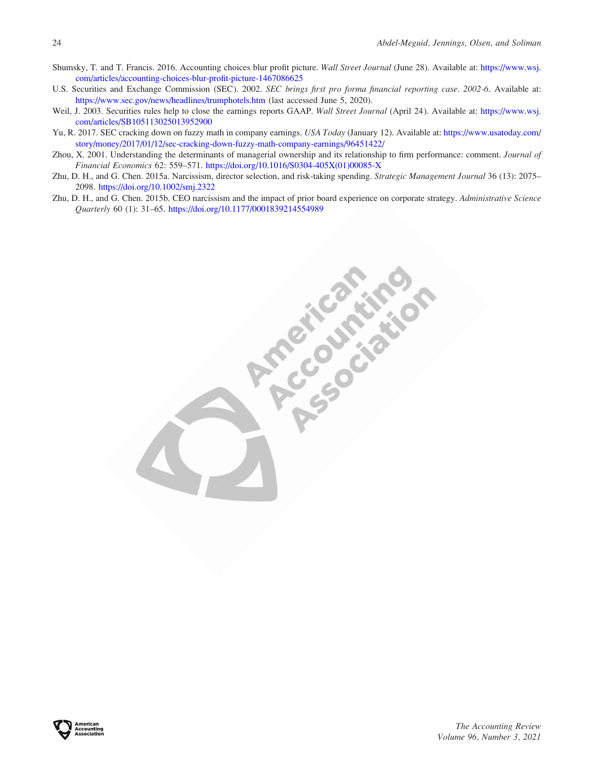Shumsky, T. and T. Francis. 2016. Accounting choices blur profit picture. *Wall Street Journal* (June 28). Available at: https://www.wsj.com/articles/accounting-choices-blur-profit-picture-1467086625

U.S. Securities and Exchange Commission (SEC). 2002. *SEC brings first pro forma financial reporting case. 2002-6*. Available at: https://www.sec.gov/news/headlines/trumphotels.htm (last accessed June 5, 2020).

Weil, J. 2003. Securities rules help to close the earnings reports GAAP. *Wall Street Journal* (April 24). Available at: https://www.wsj.com/articles/SB105113025013952900

Yu, R. 2017. SEC cracking down on fuzzy math in company earnings. *USA Today* (January 12). Available at: https://www.usatoday.com/story/money/2017/01/12/sec-cracking-down-fuzzy-math-company-earnings/96451422/

Zhou, X. 2001. Understanding the determinants of managerial ownership and its relationship to firm performance: comment. *Journal of Financial Economics* 62: 559–571. https://doi.org/10.1016/S0304-405X(01)00085-X

Zhu, D. H., and G. Chen. 2015a. Narcissism, director selection, and risk-taking spending. *Strategic Management Journal* 36 (13): 2075–2098. https://doi.org/10.1002/smj.2322

Zhu, D. H., and G. Chen. 2015b. CEO narcissism and the impact of prior board experience on corporate strategy. *Administrative Science Quarterly* 60 (1): 31–65. https://doi.org/10.1177/0001839214554989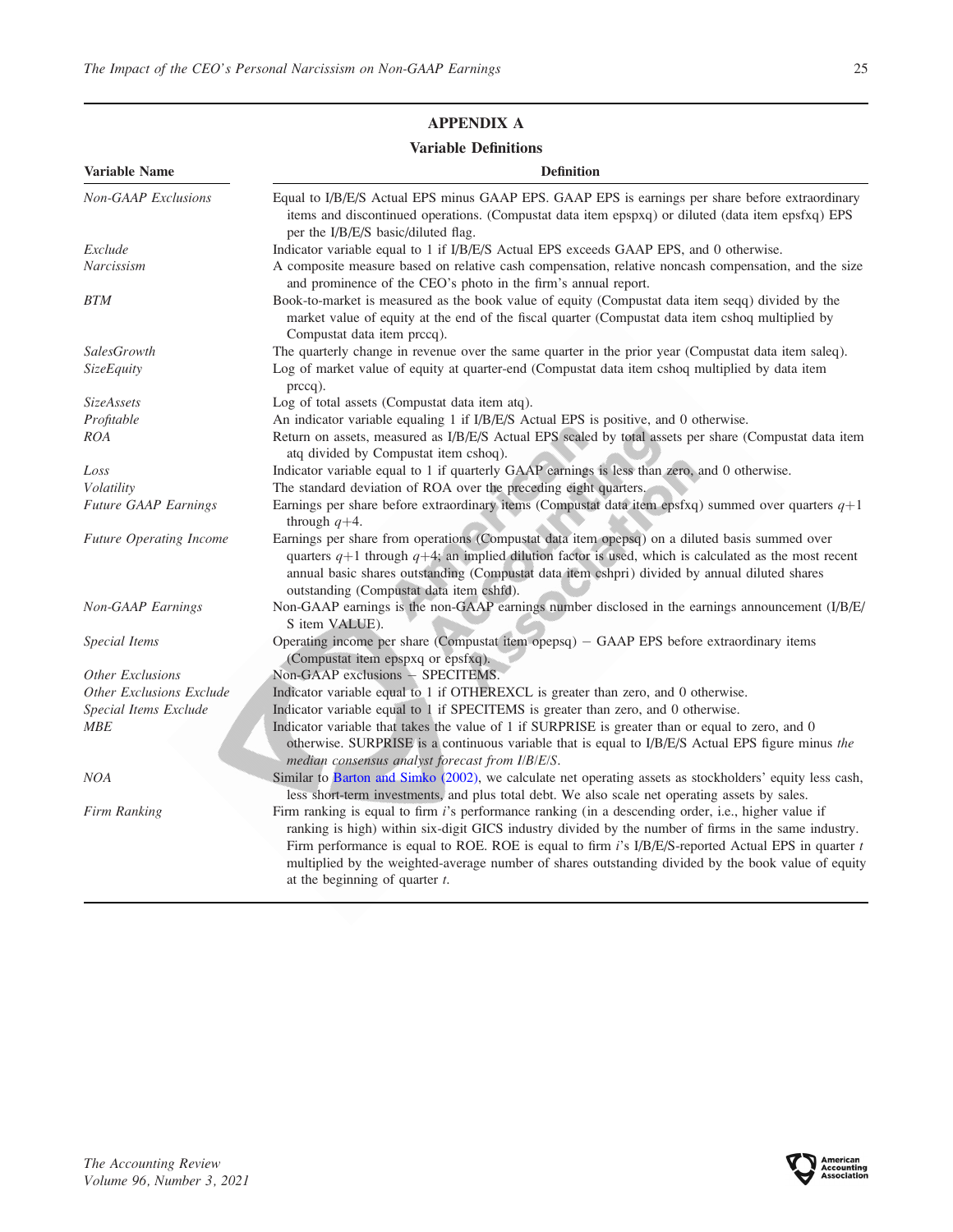## APPENDIX A

### Variable Definitions

| Variable Name | Definition |
|---|---|
| *Non-GAAP Exclusions* | Equal to I/B/E/S Actual EPS minus GAAP EPS. GAAP EPS is earnings per share before extraordinary items and discontinued operations. (Compustat data item epspxq) or diluted (data item epsfxq) EPS per the I/B/E/S basic/diluted flag. |
| *Exclude* | Indicator variable equal to 1 if I/B/E/S Actual EPS exceeds GAAP EPS, and 0 otherwise. |
| *Narcissism* | A composite measure based on relative cash compensation, relative noncash compensation, and the size and prominence of the CEO's photo in the firm's annual report. |
| *BTM* | Book-to-market is measured as the book value of equity (Compustat data item seqq) divided by the market value of equity at the end of the fiscal quarter (Compustat data item cshoq multiplied by Compustat data item prccq). |
| *SalesGrowth* | The quarterly change in revenue over the same quarter in the prior year (Compustat data item saleq). |
| *SizeEquity* | Log of market value of equity at quarter-end (Compustat data item cshoq multiplied by data item prccq). |
| *SizeAssets* | Log of total assets (Compustat data item atq). |
| *Profitable* | An indicator variable equaling 1 if I/B/E/S Actual EPS is positive, and 0 otherwise. |
| *ROA* | Return on assets, measured as I/B/E/S Actual EPS scaled by total assets per share (Compustat data item atq divided by Compustat item cshoq). |
| *Loss* | Indicator variable equal to 1 if quarterly GAAP earnings is less than zero, and 0 otherwise. |
| *Volatility* | The standard deviation of ROA over the preceding eight quarters. |
| *Future GAAP Earnings* | Earnings per share before extraordinary items (Compustat data item epsfxq) summed over quarters $q+1$ through $q+4$. |
| *Future Operating Income* | Earnings per share from operations (Compustat data item opepsq) on a diluted basis summed over quarters $q+1$ through $q+4$; an implied dilution factor is used, which is calculated as the most recent annual basic shares outstanding (Compustat data item cshpri) divided by annual diluted shares outstanding (Compustat data item cshfd). |
| *Non-GAAP Earnings* | Non-GAAP earnings is the non-GAAP earnings number disclosed in the earnings announcement (I/B/E/S item VALUE). |
| *Special Items* | Operating income per share (Compustat item opepsq) − GAAP EPS before extraordinary items (Compustat item epspxq or epsfxq). |
| *Other Exclusions* | Non-GAAP exclusions − SPECITEMS. |
| *Other Exclusions Exclude* | Indicator variable equal to 1 if OTHEREXCL is greater than zero, and 0 otherwise. |
| *Special Items Exclude* | Indicator variable equal to 1 if SPECITEMS is greater than zero, and 0 otherwise. |
| *MBE* | Indicator variable that takes the value of 1 if SURPRISE is greater than or equal to zero, and 0 otherwise. SURPRISE is a continuous variable that is equal to I/B/E/S Actual EPS figure minus *the median consensus analyst forecast from I/B/E/S*. |
| *NOA* | Similar to Barton and Simko (2002), we calculate net operating assets as stockholders' equity less cash, less short-term investments, and plus total debt. We also scale net operating assets by sales. |
| *Firm Ranking* | Firm ranking is equal to firm *i*'s performance ranking (in a descending order, i.e., higher value if ranking is high) within six-digit GICS industry divided by the number of firms in the same industry. Firm performance is equal to ROE. ROE is equal to firm *i*'s I/B/E/S-reported Actual EPS in quarter *t* multiplied by the weighted-average number of shares outstanding divided by the book value of equity at the beginning of quarter *t*. |